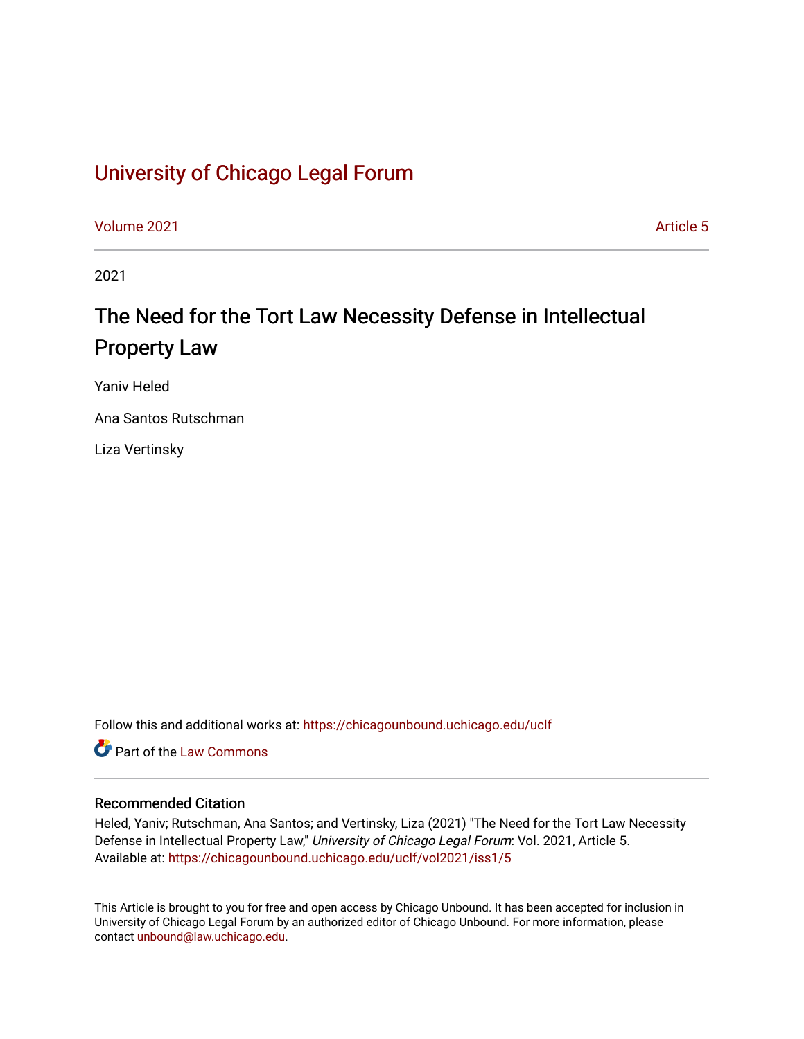# University of Chicago Legal Forum

Volume 2021 | Article 5

2021

## The Need for the Tort Law Necessity Defense in Intellectual Property Law

Yaniv Heled

Ana Santos Rutschman

Liza Vertinsky

Follow this and additional works at: https://chicagounbound.uchicago.edu/uclf

Part of the Law Commons

### Recommended Citation

Heled, Yaniv; Rutschman, Ana Santos; and Vertinsky, Liza (2021) "The Need for the Tort Law Necessity Defense in Intellectual Property Law," *University of Chicago Legal Forum*: Vol. 2021, Article 5.
Available at: https://chicagounbound.uchicago.edu/uclf/vol2021/iss1/5

This Article is brought to you for free and open access by Chicago Unbound. It has been accepted for inclusion in University of Chicago Legal Forum by an authorized editor of Chicago Unbound. For more information, please contact unbound@law.uchicago.edu.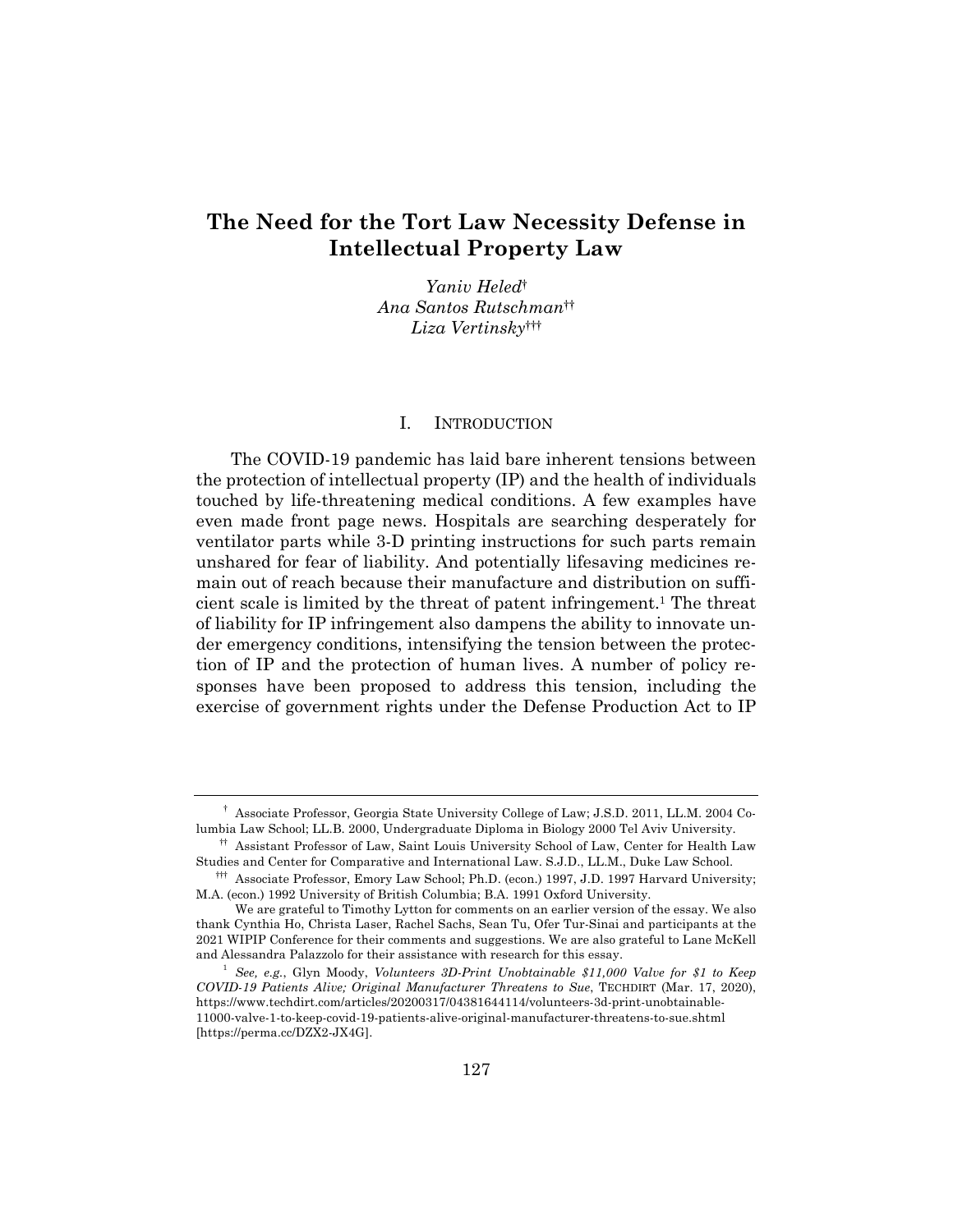# The Need for the Tort Law Necessity Defense in Intellectual Property Law

*Yaniv Heled*[†]
*Ana Santos Rutschman*[††]
*Liza Vertinsky*[†††]

## I. INTRODUCTION

The COVID-19 pandemic has laid bare inherent tensions between the protection of intellectual property (IP) and the health of individuals touched by life-threatening medical conditions. A few examples have even made front page news. Hospitals are searching desperately for ventilator parts while 3-D printing instructions for such parts remain unshared for fear of liability. And potentially lifesaving medicines remain out of reach because their manufacture and distribution on sufficient scale is limited by the threat of patent infringement.[1] The threat of liability for IP infringement also dampens the ability to innovate under emergency conditions, intensifying the tension between the protection of IP and the protection of human lives. A number of policy responses have been proposed to address this tension, including the exercise of government rights under the Defense Production Act to IP

---

[†] Associate Professor, Georgia State University College of Law; J.S.D. 2011, LL.M. 2004 Columbia Law School; LL.B. 2000, Undergraduate Diploma in Biology 2000 Tel Aviv University.

[††] Assistant Professor of Law, Saint Louis University School of Law, Center for Health Law Studies and Center for Comparative and International Law. S.J.D., LL.M., Duke Law School.

[†††] Associate Professor, Emory Law School; Ph.D. (econ.) 1997, J.D. 1997 Harvard University; M.A. (econ.) 1992 University of British Columbia; B.A. 1991 Oxford University.

We are grateful to Timothy Lytton for comments on an earlier version of the essay. We also thank Cynthia Ho, Christa Laser, Rachel Sachs, Sean Tu, Ofer Tur-Sinai and participants at the 2021 WIPIP Conference for their comments and suggestions. We are also grateful to Lane McKell and Alessandra Palazzolo for their assistance with research for this essay.

[1] *See, e.g.*, Glyn Moody, *Volunteers 3D-Print Unobtainable $11,000 Valve for $1 to Keep COVID-19 Patients Alive; Original Manufacturer Threatens to Sue*, TECHDIRT (Mar. 17, 2020), https://www.techdirt.com/articles/20200317/04381644114/volunteers-3d-print-unobtainable-11000-valve-1-to-keep-covid-19-patients-alive-original-manufacturer-threatens-to-sue.shtml [https://perma.cc/DZX2-JX4G].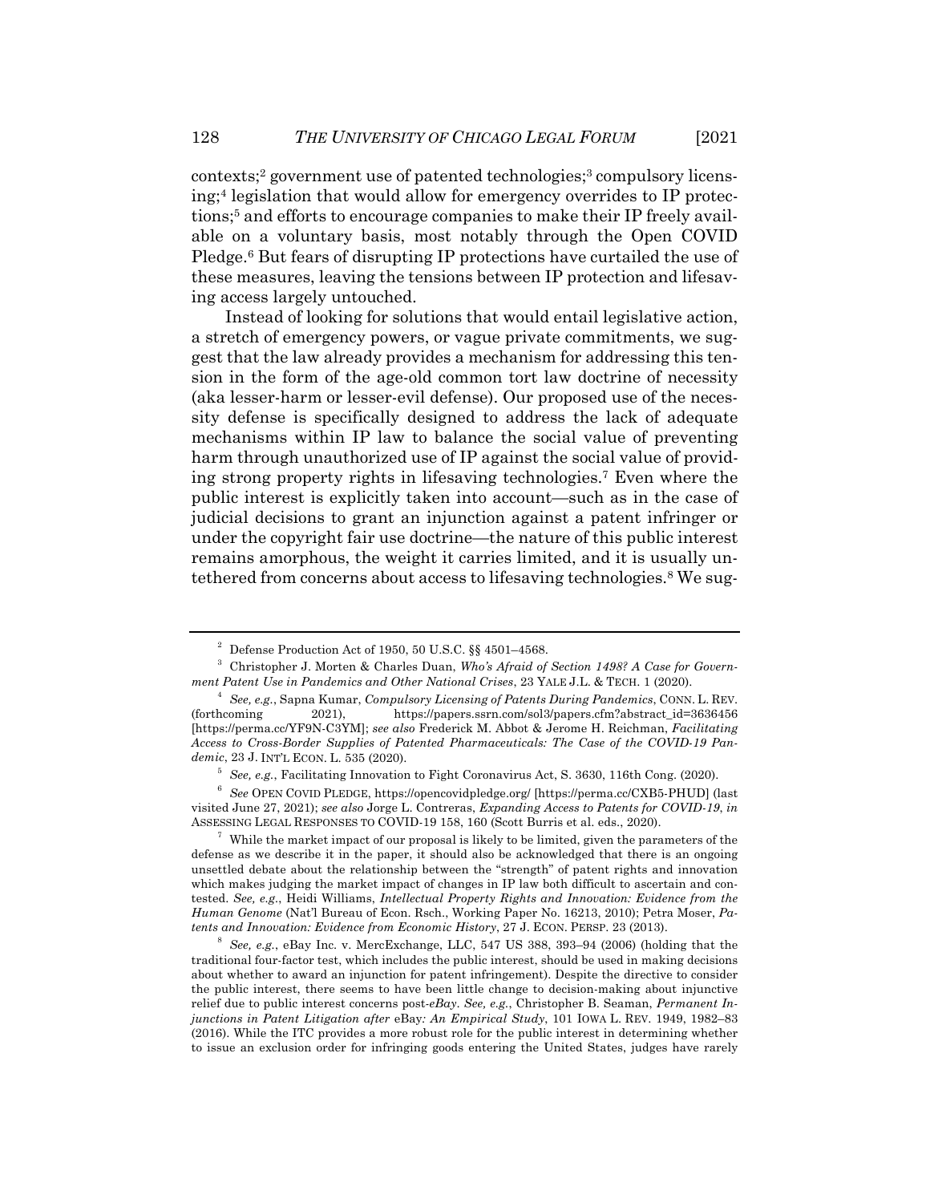contexts;[2] government use of patented technologies;[3] compulsory licensing;[4] legislation that would allow for emergency overrides to IP protections;[5] and efforts to encourage companies to make their IP freely available on a voluntary basis, most notably through the Open COVID Pledge.[6] But fears of disrupting IP protections have curtailed the use of these measures, leaving the tensions between IP protection and lifesaving access largely untouched.

Instead of looking for solutions that would entail legislative action, a stretch of emergency powers, or vague private commitments, we suggest that the law already provides a mechanism for addressing this tension in the form of the age-old common tort law doctrine of necessity (aka lesser-harm or lesser-evil defense). Our proposed use of the necessity defense is specifically designed to address the lack of adequate mechanisms within IP law to balance the social value of preventing harm through unauthorized use of IP against the social value of providing strong property rights in lifesaving technologies.[7] Even where the public interest is explicitly taken into account—such as in the case of judicial decisions to grant an injunction against a patent infringer or under the copyright fair use doctrine—the nature of this public interest remains amorphous, the weight it carries limited, and it is usually untethered from concerns about access to lifesaving technologies.[8] We sug-

---

[2] Defense Production Act of 1950, 50 U.S.C. §§ 4501–4568.

[3] Christopher J. Morten & Charles Duan, *Who's Afraid of Section 1498? A Case for Government Patent Use in Pandemics and Other National Crises*, 23 YALE J.L. & TECH. 1 (2020).

[4] *See, e.g.*, Sapna Kumar, *Compulsory Licensing of Patents During Pandemics*, CONN. L. REV. (forthcoming 2021), https://papers.ssrn.com/sol3/papers.cfm?abstract_id=3636456 [https://perma.cc/YF9N-C3YM]; *see also* Frederick M. Abbot & Jerome H. Reichman, *Facilitating Access to Cross-Border Supplies of Patented Pharmaceuticals: The Case of the COVID-19 Pandemic*, 23 J. INT'L ECON. L. 535 (2020).

[5] *See, e.g.*, Facilitating Innovation to Fight Coronavirus Act, S. 3630, 116th Cong. (2020).

[6] *See* OPEN COVID PLEDGE, https://opencovidpledge.org/ [https://perma.cc/CXB5-PHUD] (last visited June 27, 2021); *see also* Jorge L. Contreras, *Expanding Access to Patents for COVID-19*, *in* ASSESSING LEGAL RESPONSES TO COVID-19 158, 160 (Scott Burris et al. eds., 2020).

[7] While the market impact of our proposal is likely to be limited, given the parameters of the defense as we describe it in the paper, it should also be acknowledged that there is an ongoing unsettled debate about the relationship between the "strength" of patent rights and innovation which makes judging the market impact of changes in IP law both difficult to ascertain and contested. *See, e.g.*, Heidi Williams, *Intellectual Property Rights and Innovation: Evidence from the Human Genome* (Nat'l Bureau of Econ. Rsch., Working Paper No. 16213, 2010); Petra Moser, *Patents and Innovation: Evidence from Economic History*, 27 J. ECON. PERSP. 23 (2013).

[8] *See, e.g.*, eBay Inc. v. MercExchange, LLC, 547 US 388, 393–94 (2006) (holding that the traditional four-factor test, which includes the public interest, should be used in making decisions about whether to award an injunction for patent infringement). Despite the directive to consider the public interest, there seems to have been little change to decision-making about injunctive relief due to public interest concerns post-*eBay*. *See, e.g.*, Christopher B. Seaman, *Permanent Injunctions in Patent Litigation after* eBay*: An Empirical Study*, 101 IOWA L. REV. 1949, 1982–83 (2016). While the ITC provides a more robust role for the public interest in determining whether to issue an exclusion order for infringing goods entering the United States, judges have rarely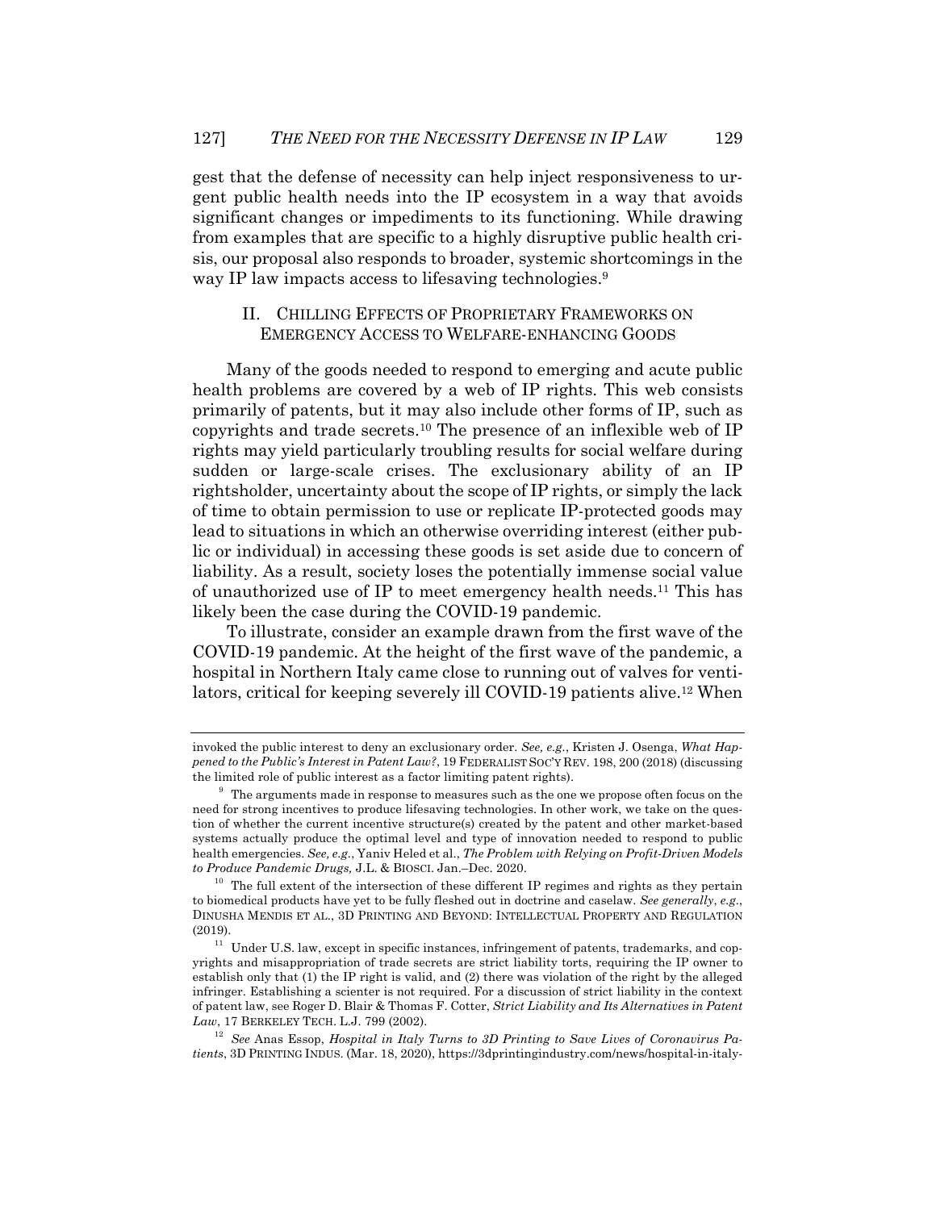gest that the defense of necessity can help inject responsiveness to urgent public health needs into the IP ecosystem in a way that avoids significant changes or impediments to its functioning. While drawing from examples that are specific to a highly disruptive public health crisis, our proposal also responds to broader, systemic shortcomings in the way IP law impacts access to lifesaving technologies.[9]

## II. CHILLING EFFECTS OF PROPRIETARY FRAMEWORKS ON EMERGENCY ACCESS TO WELFARE-ENHANCING GOODS

Many of the goods needed to respond to emerging and acute public health problems are covered by a web of IP rights. This web consists primarily of patents, but it may also include other forms of IP, such as copyrights and trade secrets.[10] The presence of an inflexible web of IP rights may yield particularly troubling results for social welfare during sudden or large-scale crises. The exclusionary ability of an IP rightsholder, uncertainty about the scope of IP rights, or simply the lack of time to obtain permission to use or replicate IP-protected goods may lead to situations in which an otherwise overriding interest (either public or individual) in accessing these goods is set aside due to concern of liability. As a result, society loses the potentially immense social value of unauthorized use of IP to meet emergency health needs.[11] This has likely been the case during the COVID-19 pandemic.

To illustrate, consider an example drawn from the first wave of the COVID-19 pandemic. At the height of the first wave of the pandemic, a hospital in Northern Italy came close to running out of valves for ventilators, critical for keeping severely ill COVID-19 patients alive.[12] When

---

invoked the public interest to deny an exclusionary order. *See, e.g.*, Kristen J. Osenga, *What Happened to the Public's Interest in Patent Law?*, 19 FEDERALIST SOC'Y REV. 198, 200 (2018) (discussing the limited role of public interest as a factor limiting patent rights).

[9] The arguments made in response to measures such as the one we propose often focus on the need for strong incentives to produce lifesaving technologies. In other work, we take on the question of whether the current incentive structure(s) created by the patent and other market-based systems actually produce the optimal level and type of innovation needed to respond to public health emergencies. *See, e.g.*, Yaniv Heled et al., *The Problem with Relying on Profit-Driven Models to Produce Pandemic Drugs,* J.L. & BIOSCI. Jan.–Dec. 2020.

[10] The full extent of the intersection of these different IP regimes and rights as they pertain to biomedical products have yet to be fully fleshed out in doctrine and caselaw. *See generally*, *e.g.*, DINUSHA MENDIS ET AL., 3D PRINTING AND BEYOND: INTELLECTUAL PROPERTY AND REGULATION (2019).

[11] Under U.S. law, except in specific instances, infringement of patents, trademarks, and copyrights and misappropriation of trade secrets are strict liability torts, requiring the IP owner to establish only that (1) the IP right is valid, and (2) there was violation of the right by the alleged infringer. Establishing a scienter is not required. For a discussion of strict liability in the context of patent law, see Roger D. Blair & Thomas F. Cotter, *Strict Liability and Its Alternatives in Patent Law*, 17 BERKELEY TECH. L.J. 799 (2002).

[12] *See* Anas Essop, *Hospital in Italy Turns to 3D Printing to Save Lives of Coronavirus Patients*, 3D PRINTING INDUS. (Mar. 18, 2020), https://3dprintingindustry.com/news/hospital-in-italy-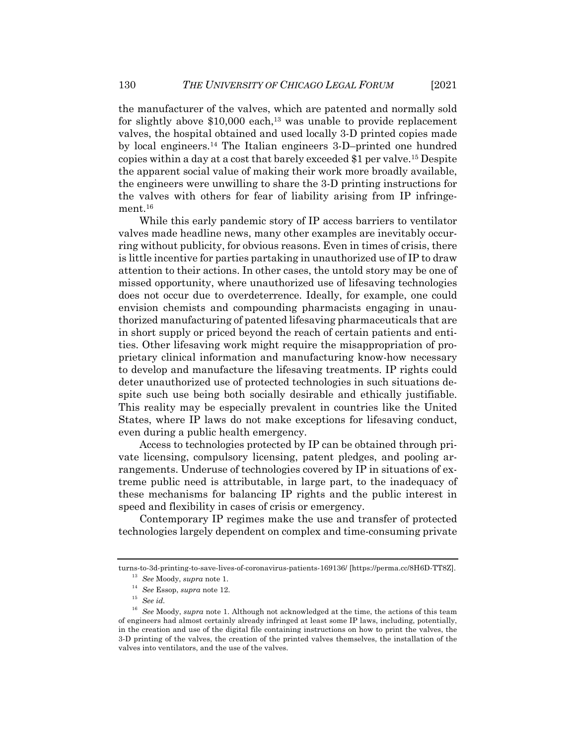the manufacturer of the valves, which are patented and normally sold for slightly above $10,000 each,[13] was unable to provide replacement valves, the hospital obtained and used locally 3-D printed copies made by local engineers.[14] The Italian engineers 3-D–printed one hundred copies within a day at a cost that barely exceeded $1 per valve.[15] Despite the apparent social value of making their work more broadly available, the engineers were unwilling to share the 3-D printing instructions for the valves with others for fear of liability arising from IP infringement.[16]

While this early pandemic story of IP access barriers to ventilator valves made headline news, many other examples are inevitably occurring without publicity, for obvious reasons. Even in times of crisis, there is little incentive for parties partaking in unauthorized use of IP to draw attention to their actions. In other cases, the untold story may be one of missed opportunity, where unauthorized use of lifesaving technologies does not occur due to overdeterrence. Ideally, for example, one could envision chemists and compounding pharmacists engaging in unauthorized manufacturing of patented lifesaving pharmaceuticals that are in short supply or priced beyond the reach of certain patients and entities. Other lifesaving work might require the misappropriation of proprietary clinical information and manufacturing know-how necessary to develop and manufacture the lifesaving treatments. IP rights could deter unauthorized use of protected technologies in such situations despite such use being both socially desirable and ethically justifiable. This reality may be especially prevalent in countries like the United States, where IP laws do not make exceptions for lifesaving conduct, even during a public health emergency.

Access to technologies protected by IP can be obtained through private licensing, compulsory licensing, patent pledges, and pooling arrangements. Underuse of technologies covered by IP in situations of extreme public need is attributable, in large part, to the inadequacy of these mechanisms for balancing IP rights and the public interest in speed and flexibility in cases of crisis or emergency.

Contemporary IP regimes make the use and transfer of protected technologies largely dependent on complex and time-consuming private

---

turns-to-3d-printing-to-save-lives-of-coronavirus-patients-169136/ [https://perma.cc/8H6D-TT8Z].

[13] *See* Moody, *supra* note 1.

[14] *See* Essop, *supra* note 12.

[15] *See id.*

[16] *See* Moody, *supra* note 1. Although not acknowledged at the time, the actions of this team of engineers had almost certainly already infringed at least some IP laws, including, potentially, in the creation and use of the digital file containing instructions on how to print the valves, the 3-D printing of the valves, the creation of the printed valves themselves, the installation of the valves into ventilators, and the use of the valves.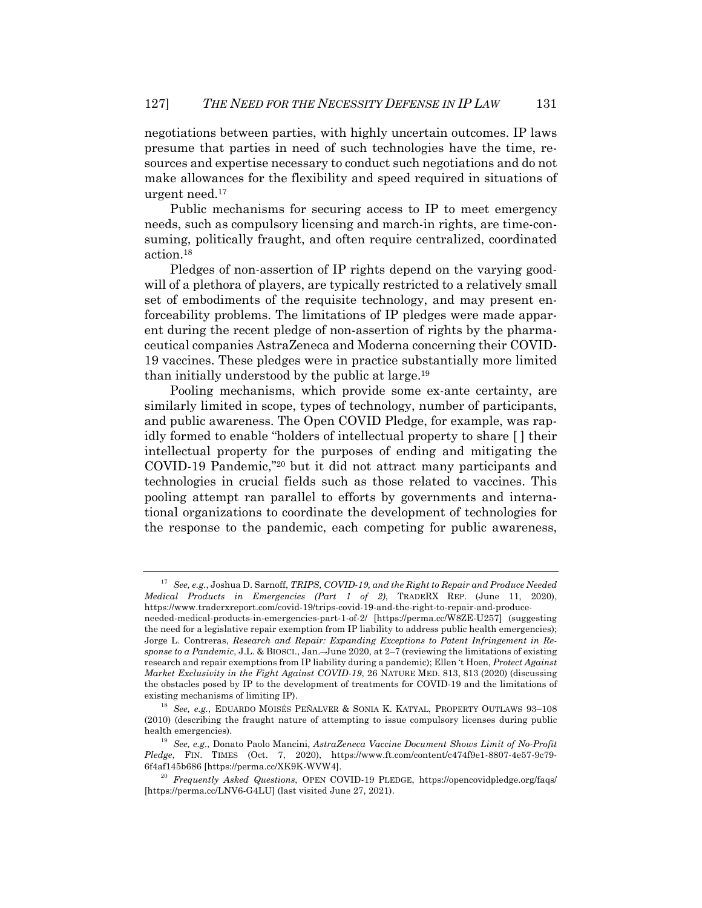negotiations between parties, with highly uncertain outcomes. IP laws presume that parties in need of such technologies have the time, resources and expertise necessary to conduct such negotiations and do not make allowances for the flexibility and speed required in situations of urgent need.[17]

Public mechanisms for securing access to IP to meet emergency needs, such as compulsory licensing and march-in rights, are time-consuming, politically fraught, and often require centralized, coordinated action.[18]

Pledges of non-assertion of IP rights depend on the varying goodwill of a plethora of players, are typically restricted to a relatively small set of embodiments of the requisite technology, and may present enforceability problems. The limitations of IP pledges were made apparent during the recent pledge of non-assertion of rights by the pharmaceutical companies AstraZeneca and Moderna concerning their COVID-19 vaccines. These pledges were in practice substantially more limited than initially understood by the public at large.[19]

Pooling mechanisms, which provide some ex-ante certainty, are similarly limited in scope, types of technology, number of participants, and public awareness. The Open COVID Pledge, for example, was rapidly formed to enable "holders of intellectual property to share [ ] their intellectual property for the purposes of ending and mitigating the COVID-19 Pandemic,"[20] but it did not attract many participants and technologies in crucial fields such as those related to vaccines. This pooling attempt ran parallel to efforts by governments and international organizations to coordinate the development of technologies for the response to the pandemic, each competing for public awareness,

---

[17] *See, e.g.*, Joshua D. Sarnoff, *TRIPS, COVID-19, and the Right to Repair and Produce Needed Medical Products in Emergencies (Part 1 of 2)*, TRADERX REP. (June 11, 2020), https://www.traderxreport.com/covid-19/trips-covid-19-and-the-right-to-repair-and-produce-needed-medical-products-in-emergencies-part-1-of-2/ [https://perma.cc/W8ZE-U257] (suggesting the need for a legislative repair exemption from IP liability to address public health emergencies); Jorge L. Contreras, *Research and Repair: Expanding Exceptions to Patent Infringement in Response to a Pandemic*, J.L. & BIOSCI., Jan.–June 2020, at 2–7 (reviewing the limitations of existing research and repair exemptions from IP liability during a pandemic); Ellen 't Hoen, *Protect Against Market Exclusivity in the Fight Against COVID-19*, 26 NATURE MED. 813, 813 (2020) (discussing the obstacles posed by IP to the development of treatments for COVID-19 and the limitations of existing mechanisms of limiting IP).

[18] *See, e.g.*, EDUARDO MOISÉS PEÑALVER & SONIA K. KATYAL, PROPERTY OUTLAWS 93–108 (2010) (describing the fraught nature of attempting to issue compulsory licenses during public health emergencies).

[19] *See, e.g.*, Donato Paolo Mancini, *AstraZeneca Vaccine Document Shows Limit of No-Profit Pledge*, FIN. TIMES (Oct. 7, 2020), https://www.ft.com/content/c474f9e1-8807-4e57-9c79-6f4af145b686 [https://perma.cc/XK9K-WVW4].

[20] *Frequently Asked Questions*, OPEN COVID-19 PLEDGE, https://opencovidpledge.org/faqs/ [https://perma.cc/LNV6-G4LU] (last visited June 27, 2021).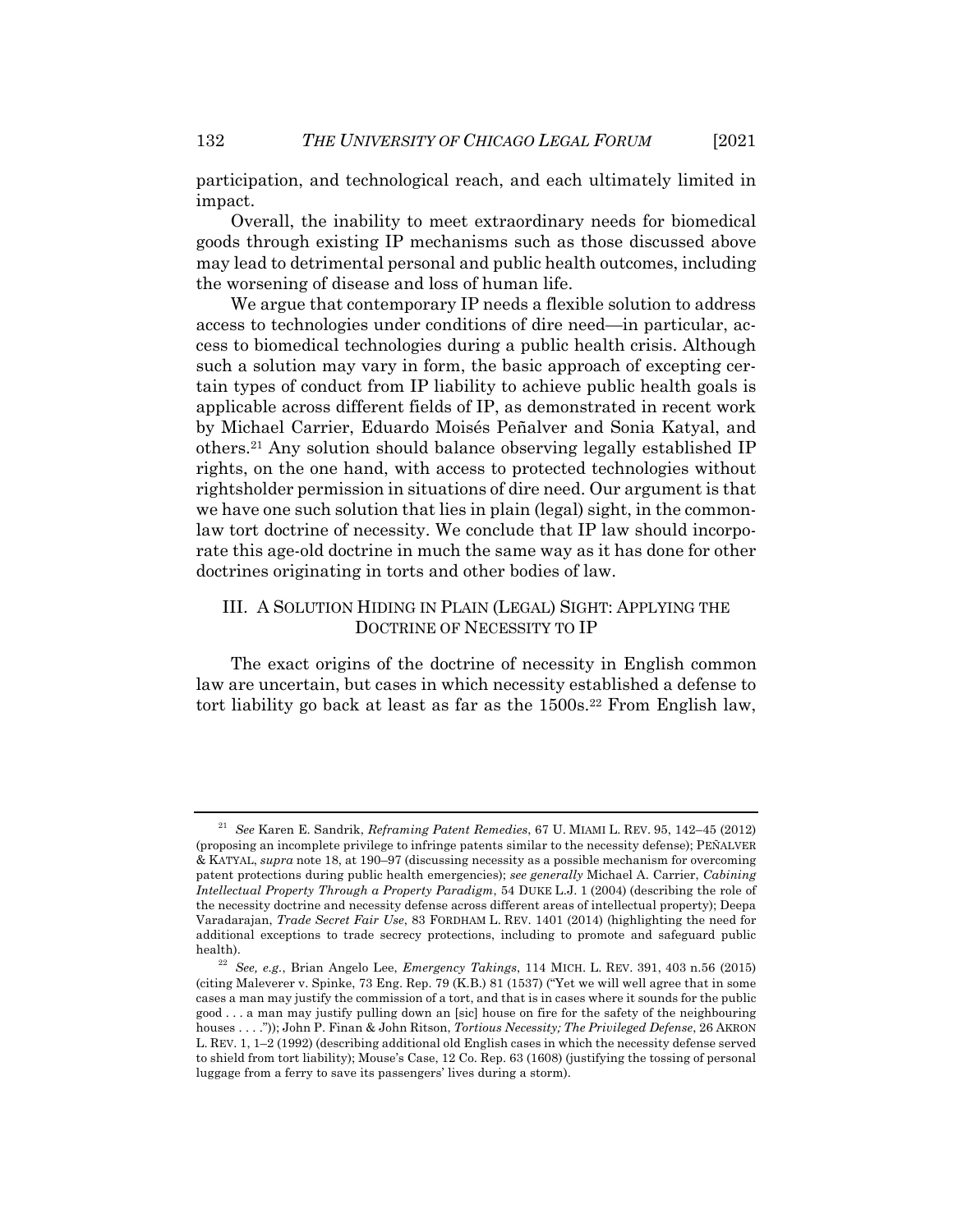participation, and technological reach, and each ultimately limited in impact.

Overall, the inability to meet extraordinary needs for biomedical goods through existing IP mechanisms such as those discussed above may lead to detrimental personal and public health outcomes, including the worsening of disease and loss of human life.

We argue that contemporary IP needs a flexible solution to address access to technologies under conditions of dire need—in particular, access to biomedical technologies during a public health crisis. Although such a solution may vary in form, the basic approach of excepting certain types of conduct from IP liability to achieve public health goals is applicable across different fields of IP, as demonstrated in recent work by Michael Carrier, Eduardo Moisés Peñalver and Sonia Katyal, and others.[21] Any solution should balance observing legally established IP rights, on the one hand, with access to protected technologies without rightsholder permission in situations of dire need. Our argument is that we have one such solution that lies in plain (legal) sight, in the common-law tort doctrine of necessity. We conclude that IP law should incorporate this age-old doctrine in much the same way as it has done for other doctrines originating in torts and other bodies of law.

## III. A SOLUTION HIDING IN PLAIN (LEGAL) SIGHT: APPLYING THE DOCTRINE OF NECESSITY TO IP

The exact origins of the doctrine of necessity in English common law are uncertain, but cases in which necessity established a defense to tort liability go back at least as far as the 1500s.[22] From English law,

---

[21] *See* Karen E. Sandrik, *Reframing Patent Remedies*, 67 U. MIAMI L. REV. 95, 142–45 (2012) (proposing an incomplete privilege to infringe patents similar to the necessity defense); PEÑALVER & KATYAL, *supra* note 18, at 190–97 (discussing necessity as a possible mechanism for overcoming patent protections during public health emergencies); *see generally* Michael A. Carrier, *Cabining Intellectual Property Through a Property Paradigm*, 54 DUKE L.J. 1 (2004) (describing the role of the necessity doctrine and necessity defense across different areas of intellectual property); Deepa Varadarajan, *Trade Secret Fair Use*, 83 FORDHAM L. REV. 1401 (2014) (highlighting the need for additional exceptions to trade secrecy protections, including to promote and safeguard public health).

[22] *See, e.g.*, Brian Angelo Lee, *Emergency Takings*, 114 MICH. L. REV. 391, 403 n.56 (2015) (citing Maleverer v. Spinke, 73 Eng. Rep. 79 (K.B.) 81 (1537) ("Yet we will well agree that in some cases a man may justify the commission of a tort, and that is in cases where it sounds for the public good . . . a man may justify pulling down an [sic] house on fire for the safety of the neighbouring houses . . . .")); John P. Finan & John Ritson, *Tortious Necessity; The Privileged Defense*, 26 AKRON L. REV. 1, 1–2 (1992) (describing additional old English cases in which the necessity defense served to shield from tort liability); Mouse's Case, 12 Co. Rep. 63 (1608) (justifying the tossing of personal luggage from a ferry to save its passengers' lives during a storm).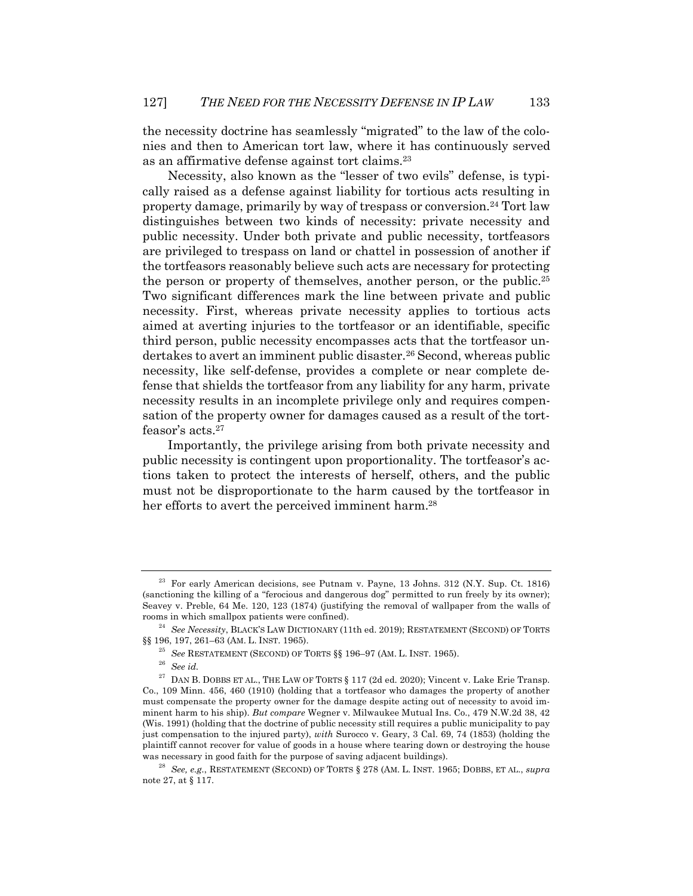the necessity doctrine has seamlessly "migrated" to the law of the colonies and then to American tort law, where it has continuously served as an affirmative defense against tort claims.[23]

Necessity, also known as the "lesser of two evils" defense, is typically raised as a defense against liability for tortious acts resulting in property damage, primarily by way of trespass or conversion.[24] Tort law distinguishes between two kinds of necessity: private necessity and public necessity. Under both private and public necessity, tortfeasors are privileged to trespass on land or chattel in possession of another if the tortfeasors reasonably believe such acts are necessary for protecting the person or property of themselves, another person, or the public.[25] Two significant differences mark the line between private and public necessity. First, whereas private necessity applies to tortious acts aimed at averting injuries to the tortfeasor or an identifiable, specific third person, public necessity encompasses acts that the tortfeasor undertakes to avert an imminent public disaster.[26] Second, whereas public necessity, like self-defense, provides a complete or near complete defense that shields the tortfeasor from any liability for any harm, private necessity results in an incomplete privilege only and requires compensation of the property owner for damages caused as a result of the tortfeasor's acts.[27]

Importantly, the privilege arising from both private necessity and public necessity is contingent upon proportionality. The tortfeasor's actions taken to protect the interests of herself, others, and the public must not be disproportionate to the harm caused by the tortfeasor in her efforts to avert the perceived imminent harm.[28]

---

[23] For early American decisions, see Putnam v. Payne, 13 Johns. 312 (N.Y. Sup. Ct. 1816) (sanctioning the killing of a "ferocious and dangerous dog" permitted to run freely by its owner); Seavey v. Preble, 64 Me. 120, 123 (1874) (justifying the removal of wallpaper from the walls of rooms in which smallpox patients were confined).

[24] *See Necessity*, BLACK'S LAW DICTIONARY (11th ed. 2019); RESTATEMENT (SECOND) OF TORTS §§ 196, 197, 261–63 (AM. L. INST. 1965).

[25] *See* RESTATEMENT (SECOND) OF TORTS §§ 196–97 (AM. L. INST. 1965).

[26] *See id.*

[27] DAN B. DOBBS ET AL., THE LAW OF TORTS § 117 (2d ed. 2020); Vincent v. Lake Erie Transp. Co., 109 Minn. 456, 460 (1910) (holding that a tortfeasor who damages the property of another must compensate the property owner for the damage despite acting out of necessity to avoid imminent harm to his ship). *But compare* Wegner v. Milwaukee Mutual Ins. Co., 479 N.W.2d 38, 42 (Wis. 1991) (holding that the doctrine of public necessity still requires a public municipality to pay just compensation to the injured party), *with* Surocco v. Geary, 3 Cal. 69, 74 (1853) (holding the plaintiff cannot recover for value of goods in a house where tearing down or destroying the house was necessary in good faith for the purpose of saving adjacent buildings).

[28] *See, e.g.*, RESTATEMENT (SECOND) OF TORTS § 278 (AM. L. INST. 1965; DOBBS, ET AL., *supra* note 27, at § 117.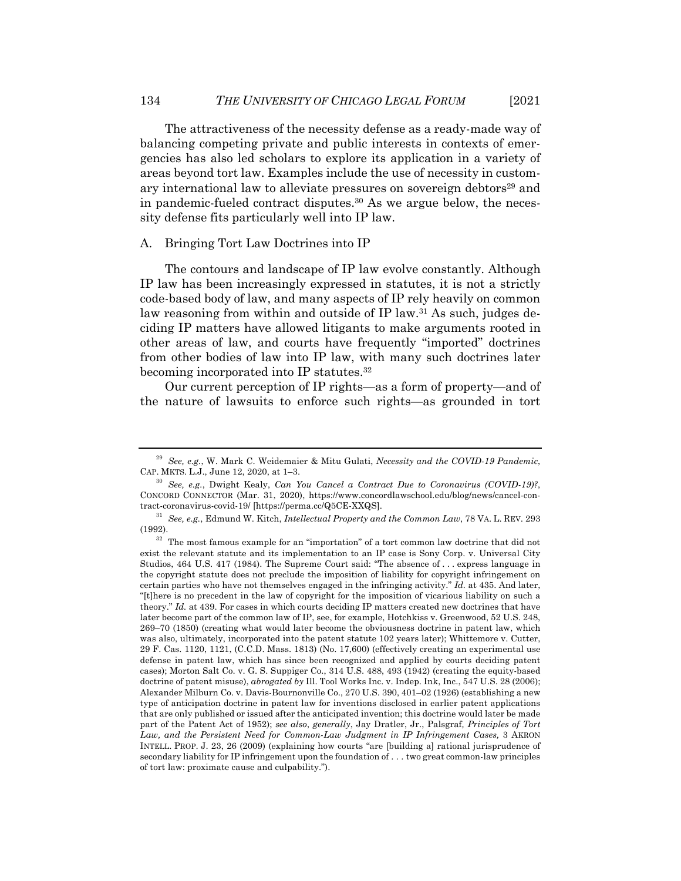The attractiveness of the necessity defense as a ready-made way of balancing competing private and public interests in contexts of emergencies has also led scholars to explore its application in a variety of areas beyond tort law. Examples include the use of necessity in customary international law to alleviate pressures on sovereign debtors[29] and in pandemic-fueled contract disputes.[30] As we argue below, the necessity defense fits particularly well into IP law.

## A. Bringing Tort Law Doctrines into IP

The contours and landscape of IP law evolve constantly. Although IP law has been increasingly expressed in statutes, it is not a strictly code-based body of law, and many aspects of IP rely heavily on common law reasoning from within and outside of IP law.[31] As such, judges deciding IP matters have allowed litigants to make arguments rooted in other areas of law, and courts have frequently "imported" doctrines from other bodies of law into IP law, with many such doctrines later becoming incorporated into IP statutes.[32]

Our current perception of IP rights—as a form of property—and of the nature of lawsuits to enforce such rights—as grounded in tort

---

[29] *See, e.g.*, W. Mark C. Weidemaier & Mitu Gulati, *Necessity and the COVID-19 Pandemic*, CAP. MKTS. L.J., June 12, 2020, at 1–3.

[30] *See, e.g.*, Dwight Kealy, *Can You Cancel a Contract Due to Coronavirus (COVID-19)?*, CONCORD CONNECTOR (Mar. 31, 2020), https://www.concordlawschool.edu/blog/news/cancel-contract-coronavirus-covid-19/ [https://perma.cc/Q5CE-XXQS].

[31] *See, e.g.*, Edmund W. Kitch, *Intellectual Property and the Common Law*, 78 VA. L. REV. 293 (1992).

[32] The most famous example for an "importation" of a tort common law doctrine that did not exist the relevant statute and its implementation to an IP case is Sony Corp. v. Universal City Studios, 464 U.S. 417 (1984). The Supreme Court said: "The absence of . . . express language in the copyright statute does not preclude the imposition of liability for copyright infringement on certain parties who have not themselves engaged in the infringing activity." *Id.* at 435. And later, "[t]here is no precedent in the law of copyright for the imposition of vicarious liability on such a theory." *Id.* at 439. For cases in which courts deciding IP matters created new doctrines that have later become part of the common law of IP, see, for example, Hotchkiss v. Greenwood, 52 U.S. 248, 269–70 (1850) (creating what would later become the obviousness doctrine in patent law, which was also, ultimately, incorporated into the patent statute 102 years later); Whittemore v. Cutter, 29 F. Cas. 1120, 1121, (C.C.D. Mass. 1813) (No. 17,600) (effectively creating an experimental use defense in patent law, which has since been recognized and applied by courts deciding patent cases); Morton Salt Co. v. G. S. Suppiger Co., 314 U.S. 488, 493 (1942) (creating the equity-based doctrine of patent misuse), *abrogated by* Ill. Tool Works Inc. v. Indep. Ink, Inc., 547 U.S. 28 (2006); Alexander Milburn Co. v. Davis-Bournonville Co., 270 U.S. 390, 401–02 (1926) (establishing a new type of anticipation doctrine in patent law for inventions disclosed in earlier patent applications that are only published or issued after the anticipated invention; this doctrine would later be made part of the Patent Act of 1952); *see also*, *generally*, Jay Dratler, Jr., Palsgraf*, Principles of Tort Law, and the Persistent Need for Common-Law Judgment in IP Infringement Cases,* 3 AKRON INTELL. PROP. J. 23, 26 (2009) (explaining how courts "are [building a] rational jurisprudence of secondary liability for IP infringement upon the foundation of . . . two great common-law principles of tort law: proximate cause and culpability.").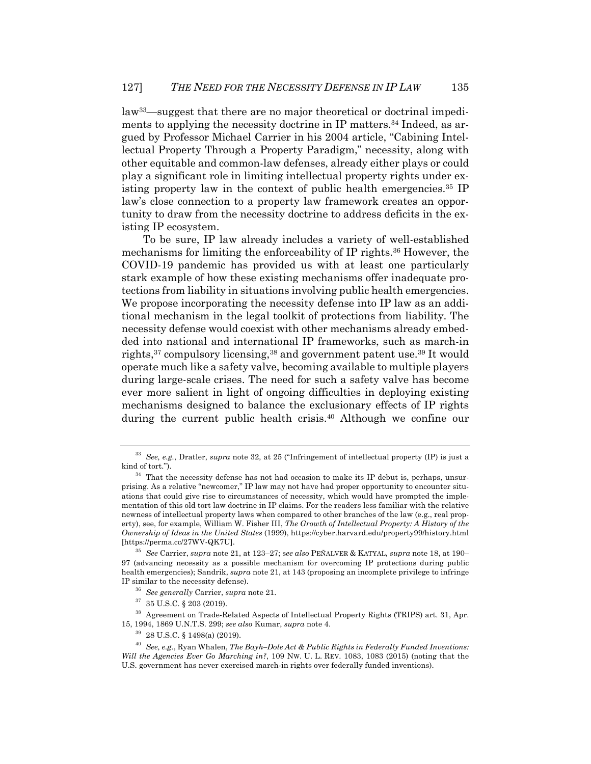law[33]—suggest that there are no major theoretical or doctrinal impediments to applying the necessity doctrine in IP matters.[34] Indeed, as argued by Professor Michael Carrier in his 2004 article, "Cabining Intellectual Property Through a Property Paradigm," necessity, along with other equitable and common-law defenses, already either plays or could play a significant role in limiting intellectual property rights under existing property law in the context of public health emergencies.[35] IP law's close connection to a property law framework creates an opportunity to draw from the necessity doctrine to address deficits in the existing IP ecosystem.

To be sure, IP law already includes a variety of well-established mechanisms for limiting the enforceability of IP rights.[36] However, the COVID-19 pandemic has provided us with at least one particularly stark example of how these existing mechanisms offer inadequate protections from liability in situations involving public health emergencies. We propose incorporating the necessity defense into IP law as an additional mechanism in the legal toolkit of protections from liability. The necessity defense would coexist with other mechanisms already embedded into national and international IP frameworks, such as march-in rights,[37] compulsory licensing,[38] and government patent use.[39] It would operate much like a safety valve, becoming available to multiple players during large-scale crises. The need for such a safety valve has become ever more salient in light of ongoing difficulties in deploying existing mechanisms designed to balance the exclusionary effects of IP rights during the current public health crisis.[40] Although we confine our

---

[33] *See, e.g.*, Dratler, *supra* note 32, at 25 ("Infringement of intellectual property (IP) is just a kind of tort.").

[34] That the necessity defense has not had occasion to make its IP debut is, perhaps, unsurprising. As a relative "newcomer," IP law may not have had proper opportunity to encounter situations that could give rise to circumstances of necessity, which would have prompted the implementation of this old tort law doctrine in IP claims. For the readers less familiar with the relative newness of intellectual property laws when compared to other branches of the law (e.g., real property), see, for example, William W. Fisher III, *The Growth of Intellectual Property: A History of the Ownership of Ideas in the United States* (1999), https://cyber.harvard.edu/property99/history.html [https://perma.cc/27WV-QK7U].

[35] *See* Carrier, *supra* note 21, at 123–27; *see also* PEÑALVER & KATYAL, *supra* note 18, at 190–97 (advancing necessity as a possible mechanism for overcoming IP protections during public health emergencies); Sandrik, *supra* note 21, at 143 (proposing an incomplete privilege to infringe IP similar to the necessity defense).

[36] *See generally* Carrier, *supra* note 21.

[37] 35 U.S.C. § 203 (2019).

[38] Agreement on Trade-Related Aspects of Intellectual Property Rights (TRIPS) art. 31, Apr. 15, 1994, 1869 U.N.T.S. 299; *see also* Kumar, *supra* note 4.

[39] 28 U.S.C. § 1498(a) (2019).

[40] *See, e.g.*, Ryan Whalen, *The Bayh–Dole Act & Public Rights in Federally Funded Inventions: Will the Agencies Ever Go Marching in?*, 109 NW. U. L. REV. 1083, 1083 (2015) (noting that the U.S. government has never exercised march-in rights over federally funded inventions).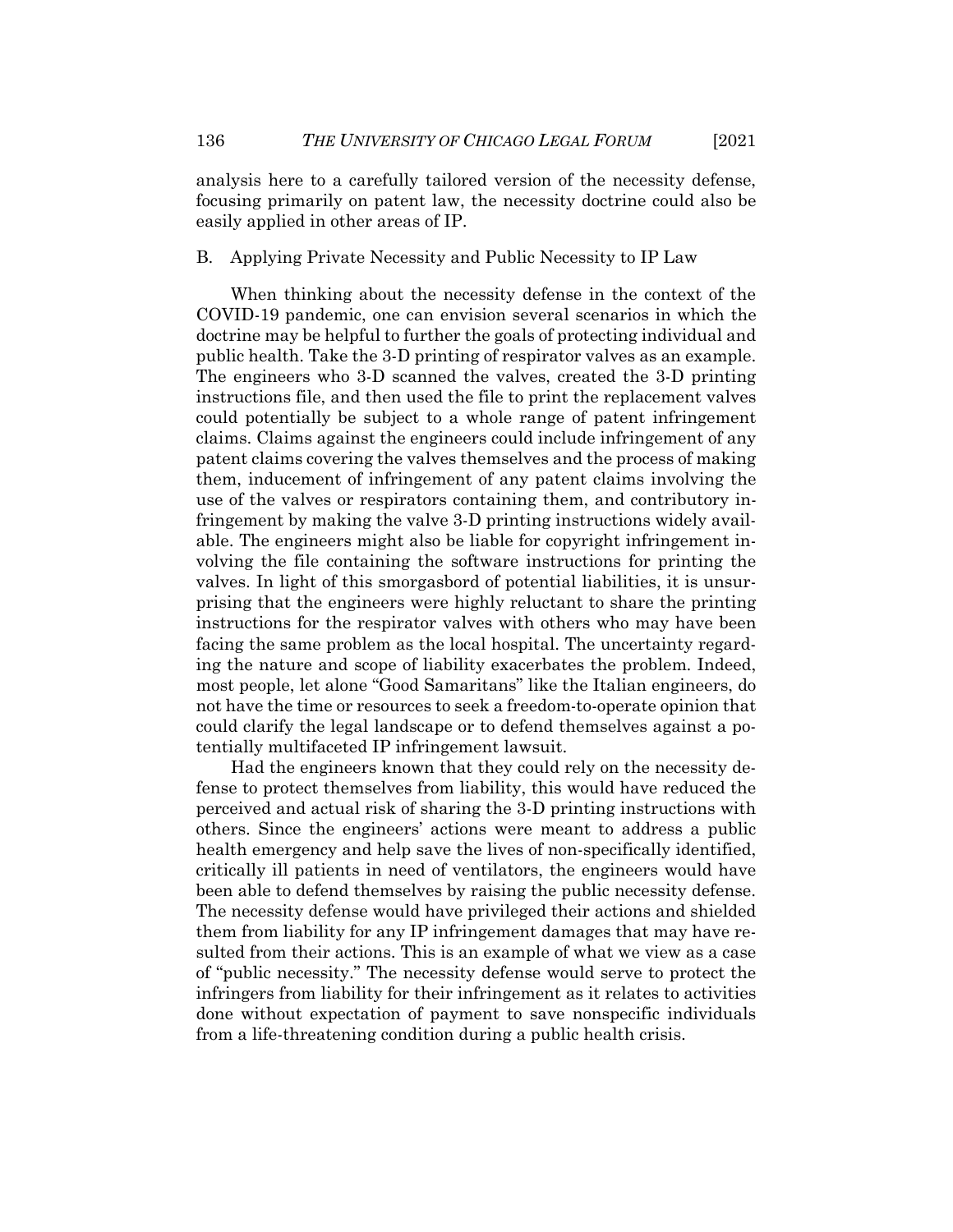analysis here to a carefully tailored version of the necessity defense, focusing primarily on patent law, the necessity doctrine could also be easily applied in other areas of IP.

## B. Applying Private Necessity and Public Necessity to IP Law

When thinking about the necessity defense in the context of the COVID-19 pandemic, one can envision several scenarios in which the doctrine may be helpful to further the goals of protecting individual and public health. Take the 3-D printing of respirator valves as an example. The engineers who 3-D scanned the valves, created the 3-D printing instructions file, and then used the file to print the replacement valves could potentially be subject to a whole range of patent infringement claims. Claims against the engineers could include infringement of any patent claims covering the valves themselves and the process of making them, inducement of infringement of any patent claims involving the use of the valves or respirators containing them, and contributory infringement by making the valve 3-D printing instructions widely available. The engineers might also be liable for copyright infringement involving the file containing the software instructions for printing the valves. In light of this smorgasbord of potential liabilities, it is unsurprising that the engineers were highly reluctant to share the printing instructions for the respirator valves with others who may have been facing the same problem as the local hospital. The uncertainty regarding the nature and scope of liability exacerbates the problem. Indeed, most people, let alone "Good Samaritans" like the Italian engineers, do not have the time or resources to seek a freedom-to-operate opinion that could clarify the legal landscape or to defend themselves against a potentially multifaceted IP infringement lawsuit.

Had the engineers known that they could rely on the necessity defense to protect themselves from liability, this would have reduced the perceived and actual risk of sharing the 3-D printing instructions with others. Since the engineers' actions were meant to address a public health emergency and help save the lives of non-specifically identified, critically ill patients in need of ventilators, the engineers would have been able to defend themselves by raising the public necessity defense. The necessity defense would have privileged their actions and shielded them from liability for any IP infringement damages that may have resulted from their actions. This is an example of what we view as a case of "public necessity." The necessity defense would serve to protect the infringers from liability for their infringement as it relates to activities done without expectation of payment to save nonspecific individuals from a life-threatening condition during a public health crisis.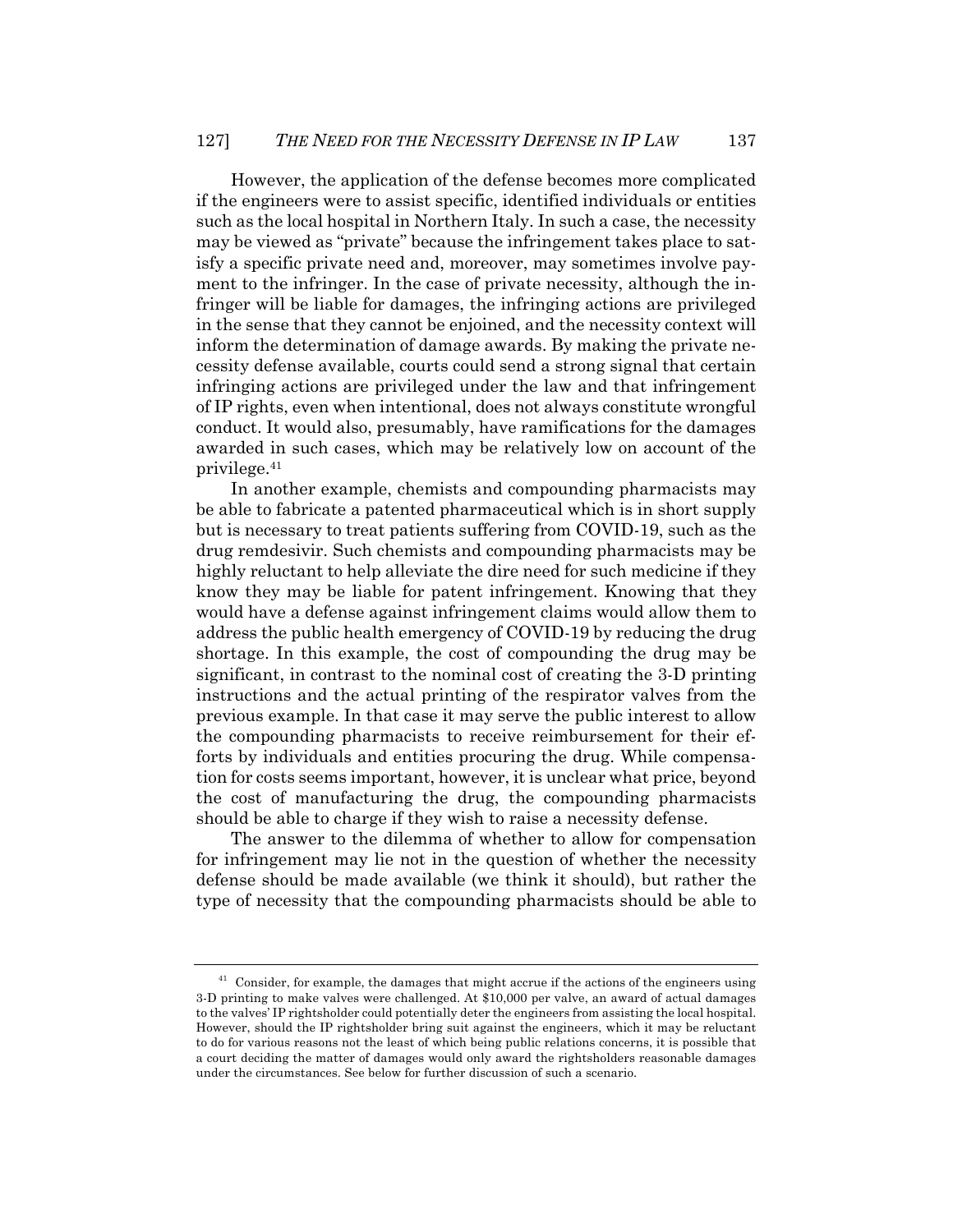However, the application of the defense becomes more complicated if the engineers were to assist specific, identified individuals or entities such as the local hospital in Northern Italy. In such a case, the necessity may be viewed as "private" because the infringement takes place to satisfy a specific private need and, moreover, may sometimes involve payment to the infringer. In the case of private necessity, although the infringer will be liable for damages, the infringing actions are privileged in the sense that they cannot be enjoined, and the necessity context will inform the determination of damage awards. By making the private necessity defense available, courts could send a strong signal that certain infringing actions are privileged under the law and that infringement of IP rights, even when intentional, does not always constitute wrongful conduct. It would also, presumably, have ramifications for the damages awarded in such cases, which may be relatively low on account of the privilege.[41]

In another example, chemists and compounding pharmacists may be able to fabricate a patented pharmaceutical which is in short supply but is necessary to treat patients suffering from COVID-19, such as the drug remdesivir. Such chemists and compounding pharmacists may be highly reluctant to help alleviate the dire need for such medicine if they know they may be liable for patent infringement. Knowing that they would have a defense against infringement claims would allow them to address the public health emergency of COVID-19 by reducing the drug shortage. In this example, the cost of compounding the drug may be significant, in contrast to the nominal cost of creating the 3-D printing instructions and the actual printing of the respirator valves from the previous example. In that case it may serve the public interest to allow the compounding pharmacists to receive reimbursement for their efforts by individuals and entities procuring the drug. While compensation for costs seems important, however, it is unclear what price, beyond the cost of manufacturing the drug, the compounding pharmacists should be able to charge if they wish to raise a necessity defense.

The answer to the dilemma of whether to allow for compensation for infringement may lie not in the question of whether the necessity defense should be made available (we think it should), but rather the type of necessity that the compounding pharmacists should be able to

[41] Consider, for example, the damages that might accrue if the actions of the engineers using 3-D printing to make valves were challenged. At $10,000 per valve, an award of actual damages to the valves' IP rightsholder could potentially deter the engineers from assisting the local hospital. However, should the IP rightsholder bring suit against the engineers, which it may be reluctant to do for various reasons not the least of which being public relations concerns, it is possible that a court deciding the matter of damages would only award the rightsholders reasonable damages under the circumstances. See below for further discussion of such a scenario.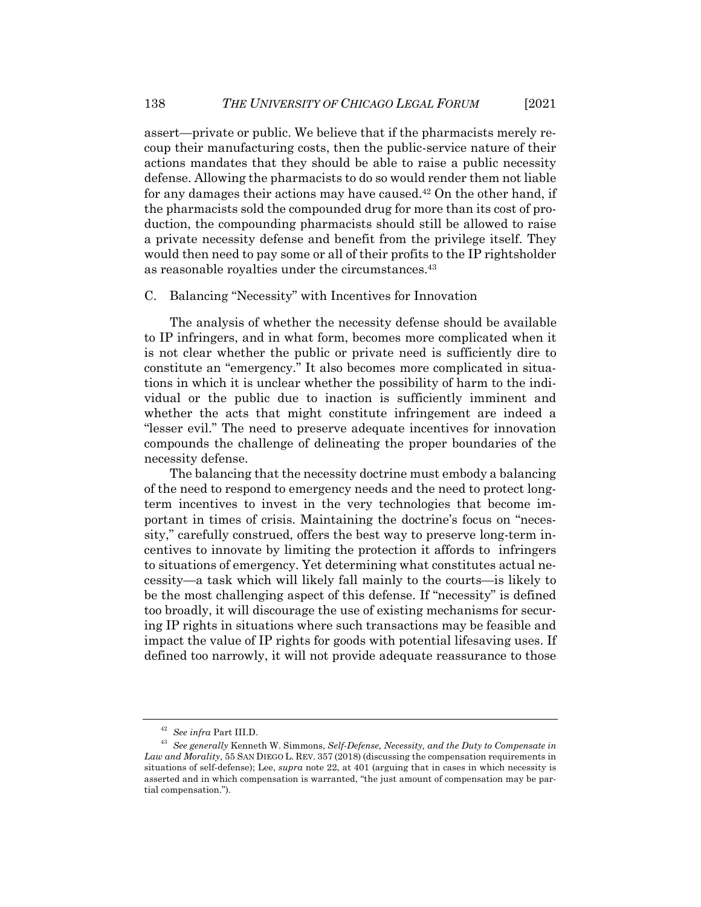assert—private or public. We believe that if the pharmacists merely recoup their manufacturing costs, then the public-service nature of their actions mandates that they should be able to raise a public necessity defense. Allowing the pharmacists to do so would render them not liable for any damages their actions may have caused.[42] On the other hand, if the pharmacists sold the compounded drug for more than its cost of production, the compounding pharmacists should still be allowed to raise a private necessity defense and benefit from the privilege itself. They would then need to pay some or all of their profits to the IP rightsholder as reasonable royalties under the circumstances.[43]

### C. Balancing "Necessity" with Incentives for Innovation

The analysis of whether the necessity defense should be available to IP infringers, and in what form, becomes more complicated when it is not clear whether the public or private need is sufficiently dire to constitute an "emergency." It also becomes more complicated in situations in which it is unclear whether the possibility of harm to the individual or the public due to inaction is sufficiently imminent and whether the acts that might constitute infringement are indeed a "lesser evil." The need to preserve adequate incentives for innovation compounds the challenge of delineating the proper boundaries of the necessity defense.

The balancing that the necessity doctrine must embody a balancing of the need to respond to emergency needs and the need to protect long-term incentives to invest in the very technologies that become important in times of crisis. Maintaining the doctrine's focus on "necessity," carefully construed, offers the best way to preserve long-term incentives to innovate by limiting the protection it affords to infringers to situations of emergency. Yet determining what constitutes actual necessity—a task which will likely fall mainly to the courts—is likely to be the most challenging aspect of this defense. If "necessity" is defined too broadly, it will discourage the use of existing mechanisms for securing IP rights in situations where such transactions may be feasible and impact the value of IP rights for goods with potential lifesaving uses. If defined too narrowly, it will not provide adequate reassurance to those

---

[42] *See infra* Part III.D.

[43] *See generally* Kenneth W. Simmons, *Self-Defense, Necessity, and the Duty to Compensate in Law and Morality*, 55 SAN DIEGO L. REV. 357 (2018) (discussing the compensation requirements in situations of self-defense); Lee, *supra* note 22, at 401 (arguing that in cases in which necessity is asserted and in which compensation is warranted, "the just amount of compensation may be partial compensation.").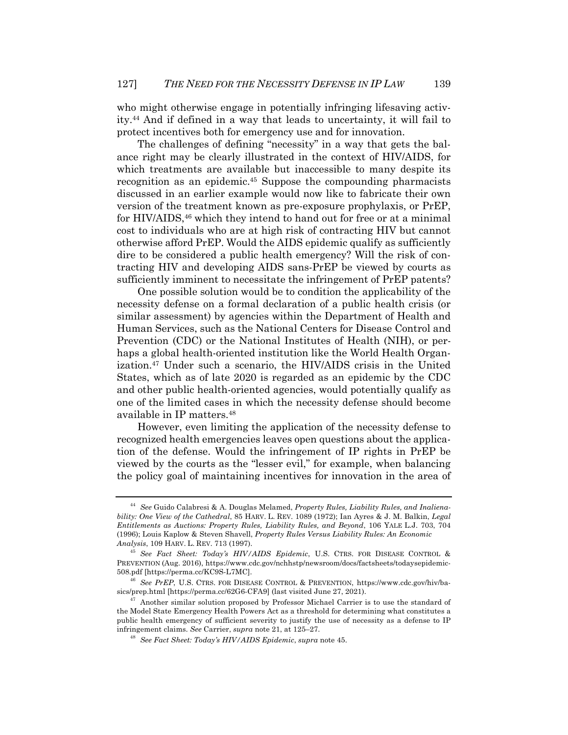who might otherwise engage in potentially infringing lifesaving activity.[44] And if defined in a way that leads to uncertainty, it will fail to protect incentives both for emergency use and for innovation.

The challenges of defining "necessity" in a way that gets the balance right may be clearly illustrated in the context of HIV/AIDS, for which treatments are available but inaccessible to many despite its recognition as an epidemic.[45] Suppose the compounding pharmacists discussed in an earlier example would now like to fabricate their own version of the treatment known as pre-exposure prophylaxis, or PrEP, for HIV/AIDS,[46] which they intend to hand out for free or at a minimal cost to individuals who are at high risk of contracting HIV but cannot otherwise afford PrEP. Would the AIDS epidemic qualify as sufficiently dire to be considered a public health emergency? Will the risk of contracting HIV and developing AIDS sans-PrEP be viewed by courts as sufficiently imminent to necessitate the infringement of PrEP patents?

One possible solution would be to condition the applicability of the necessity defense on a formal declaration of a public health crisis (or similar assessment) by agencies within the Department of Health and Human Services, such as the National Centers for Disease Control and Prevention (CDC) or the National Institutes of Health (NIH), or perhaps a global health-oriented institution like the World Health Organization.[47] Under such a scenario, the HIV/AIDS crisis in the United States, which as of late 2020 is regarded as an epidemic by the CDC and other public health-oriented agencies, would potentially qualify as one of the limited cases in which the necessity defense should become available in IP matters.[48]

However, even limiting the application of the necessity defense to recognized health emergencies leaves open questions about the application of the defense. Would the infringement of IP rights in PrEP be viewed by the courts as the "lesser evil," for example, when balancing the policy goal of maintaining incentives for innovation in the area of

---

[44] *See* Guido Calabresi & A. Douglas Melamed, *Property Rules, Liability Rules, and Inalienability: One View of the Cathedral*, 85 HARV. L. REV. 1089 (1972); Ian Ayres & J. M. Balkin, *Legal Entitlements as Auctions: Property Rules, Liability Rules, and Beyond*, 106 YALE L.J. 703, 704 (1996); Louis Kaplow & Steven Shavell, *Property Rules Versus Liability Rules: An Economic Analysis*, 109 HARV. L. REV. 713 (1997).

[45] *See Fact Sheet: Today's HIV/AIDS Epidemic*, U.S. CTRS. FOR DISEASE CONTROL & PREVENTION (Aug. 2016), https://www.cdc.gov/nchhstp/newsroom/docs/factsheets/todaysepidemic-508.pdf [https://perma.cc/KC9S-L7MC].

[46] *See PrEP*, U.S. CTRS. FOR DISEASE CONTROL & PREVENTION, https://www.cdc.gov/hiv/basics/prep.html [https://perma.cc/62G6-CFA9] (last visited June 27, 2021).

[47] Another similar solution proposed by Professor Michael Carrier is to use the standard of the Model State Emergency Health Powers Act as a threshold for determining what constitutes a public health emergency of sufficient severity to justify the use of necessity as a defense to IP infringement claims. *See* Carrier, *supra* note 21, at 125–27.

[48] *See Fact Sheet: Today's HIV/AIDS Epidemic*, *supra* note 45.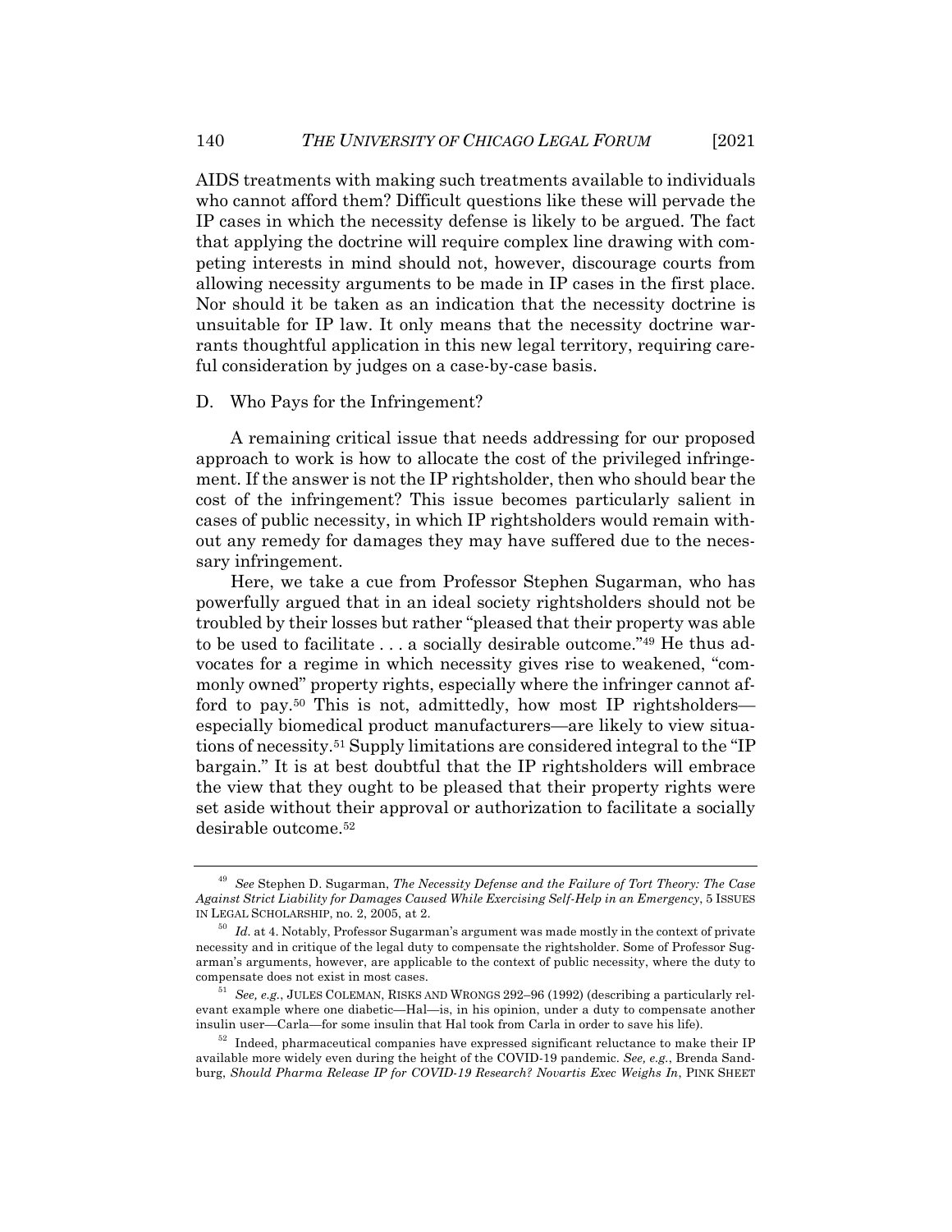AIDS treatments with making such treatments available to individuals who cannot afford them? Difficult questions like these will pervade the IP cases in which the necessity defense is likely to be argued. The fact that applying the doctrine will require complex line drawing with competing interests in mind should not, however, discourage courts from allowing necessity arguments to be made in IP cases in the first place. Nor should it be taken as an indication that the necessity doctrine is unsuitable for IP law. It only means that the necessity doctrine warrants thoughtful application in this new legal territory, requiring careful consideration by judges on a case-by-case basis.

### D. Who Pays for the Infringement?

A remaining critical issue that needs addressing for our proposed approach to work is how to allocate the cost of the privileged infringement. If the answer is not the IP rightsholder, then who should bear the cost of the infringement? This issue becomes particularly salient in cases of public necessity, in which IP rightsholders would remain without any remedy for damages they may have suffered due to the necessary infringement.

Here, we take a cue from Professor Stephen Sugarman, who has powerfully argued that in an ideal society rightsholders should not be troubled by their losses but rather "pleased that their property was able to be used to facilitate . . . a socially desirable outcome."[49] He thus advocates for a regime in which necessity gives rise to weakened, "commonly owned" property rights, especially where the infringer cannot afford to pay.[50] This is not, admittedly, how most IP rightsholders—especially biomedical product manufacturers—are likely to view situations of necessity.[51] Supply limitations are considered integral to the "IP bargain." It is at best doubtful that the IP rightsholders will embrace the view that they ought to be pleased that their property rights were set aside without their approval or authorization to facilitate a socially desirable outcome.[52]

---

[49] *See* Stephen D. Sugarman, *The Necessity Defense and the Failure of Tort Theory: The Case Against Strict Liability for Damages Caused While Exercising Self-Help in an Emergency*, 5 ISSUES IN LEGAL SCHOLARSHIP, no. 2, 2005, at 2.

[50] *Id.* at 4. Notably, Professor Sugarman's argument was made mostly in the context of private necessity and in critique of the legal duty to compensate the rightsholder. Some of Professor Sugarman's arguments, however, are applicable to the context of public necessity, where the duty to compensate does not exist in most cases.

[51] *See, e.g.*, JULES COLEMAN, RISKS AND WRONGS 292–96 (1992) (describing a particularly relevant example where one diabetic—Hal—is, in his opinion, under a duty to compensate another insulin user—Carla—for some insulin that Hal took from Carla in order to save his life).

[52] Indeed, pharmaceutical companies have expressed significant reluctance to make their IP available more widely even during the height of the COVID-19 pandemic. *See, e.g.*, Brenda Sandburg, *Should Pharma Release IP for COVID-19 Research? Novartis Exec Weighs In*, PINK SHEET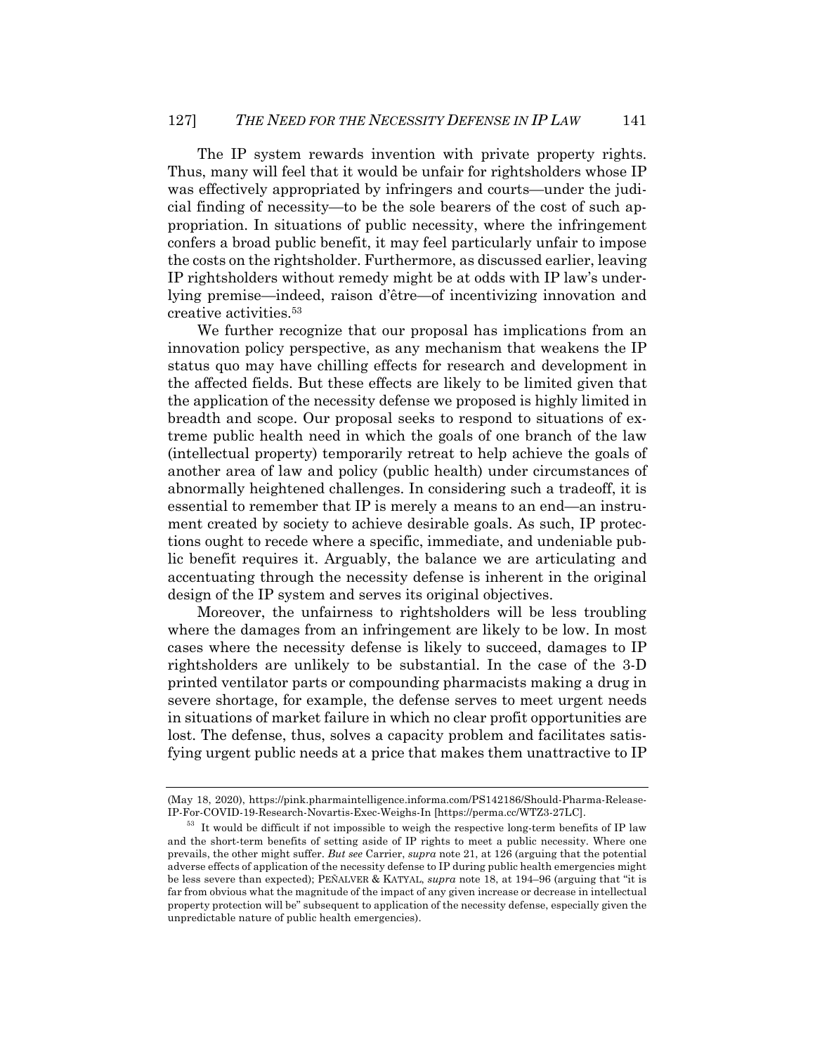The IP system rewards invention with private property rights. Thus, many will feel that it would be unfair for rightsholders whose IP was effectively appropriated by infringers and courts—under the judicial finding of necessity—to be the sole bearers of the cost of such appropriation. In situations of public necessity, where the infringement confers a broad public benefit, it may feel particularly unfair to impose the costs on the rightsholder. Furthermore, as discussed earlier, leaving IP rightsholders without remedy might be at odds with IP law's underlying premise—indeed, raison d'être—of incentivizing innovation and creative activities.[53]

We further recognize that our proposal has implications from an innovation policy perspective, as any mechanism that weakens the IP status quo may have chilling effects for research and development in the affected fields. But these effects are likely to be limited given that the application of the necessity defense we proposed is highly limited in breadth and scope. Our proposal seeks to respond to situations of extreme public health need in which the goals of one branch of the law (intellectual property) temporarily retreat to help achieve the goals of another area of law and policy (public health) under circumstances of abnormally heightened challenges. In considering such a tradeoff, it is essential to remember that IP is merely a means to an end—an instrument created by society to achieve desirable goals. As such, IP protections ought to recede where a specific, immediate, and undeniable public benefit requires it. Arguably, the balance we are articulating and accentuating through the necessity defense is inherent in the original design of the IP system and serves its original objectives.

Moreover, the unfairness to rightsholders will be less troubling where the damages from an infringement are likely to be low. In most cases where the necessity defense is likely to succeed, damages to IP rightsholders are unlikely to be substantial. In the case of the 3-D printed ventilator parts or compounding pharmacists making a drug in severe shortage, for example, the defense serves to meet urgent needs in situations of market failure in which no clear profit opportunities are lost. The defense, thus, solves a capacity problem and facilitates satisfying urgent public needs at a price that makes them unattractive to IP

---

(May 18, 2020), https://pink.pharmaintelligence.informa.com/PS142186/Should-Pharma-Release-IP-For-COVID-19-Research-Novartis-Exec-Weighs-In [https://perma.cc/WTZ3-27LC].

[53] It would be difficult if not impossible to weigh the respective long-term benefits of IP law and the short-term benefits of setting aside of IP rights to meet a public necessity. Where one prevails, the other might suffer. *But see* Carrier, *supra* note 21, at 126 (arguing that the potential adverse effects of application of the necessity defense to IP during public health emergencies might be less severe than expected); PEÑALVER & KATYAL, *supra* note 18, at 194–96 (arguing that "it is far from obvious what the magnitude of the impact of any given increase or decrease in intellectual property protection will be" subsequent to application of the necessity defense, especially given the unpredictable nature of public health emergencies).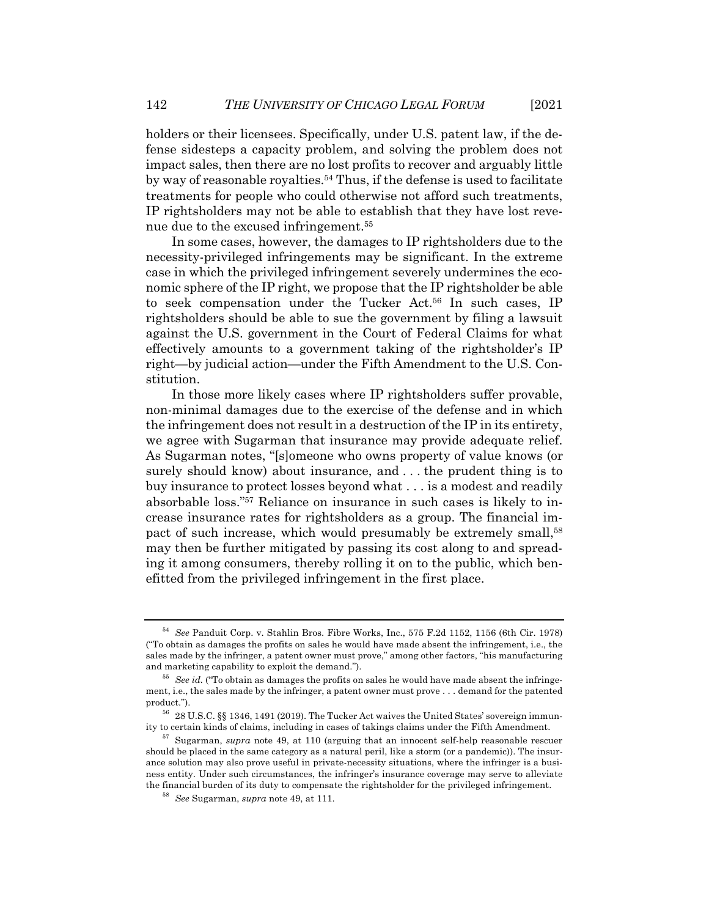holders or their licensees. Specifically, under U.S. patent law, if the defense sidesteps a capacity problem, and solving the problem does not impact sales, then there are no lost profits to recover and arguably little by way of reasonable royalties.[54] Thus, if the defense is used to facilitate treatments for people who could otherwise not afford such treatments, IP rightsholders may not be able to establish that they have lost revenue due to the excused infringement.[55]

In some cases, however, the damages to IP rightsholders due to the necessity-privileged infringements may be significant. In the extreme case in which the privileged infringement severely undermines the economic sphere of the IP right, we propose that the IP rightsholder be able to seek compensation under the Tucker Act.[56] In such cases, IP rightsholders should be able to sue the government by filing a lawsuit against the U.S. government in the Court of Federal Claims for what effectively amounts to a government taking of the rightsholder's IP right—by judicial action—under the Fifth Amendment to the U.S. Constitution.

In those more likely cases where IP rightsholders suffer provable, non-minimal damages due to the exercise of the defense and in which the infringement does not result in a destruction of the IP in its entirety, we agree with Sugarman that insurance may provide adequate relief. As Sugarman notes, "[s]omeone who owns property of value knows (or surely should know) about insurance, and . . . the prudent thing is to buy insurance to protect losses beyond what . . . is a modest and readily absorbable loss."[57] Reliance on insurance in such cases is likely to increase insurance rates for rightsholders as a group. The financial impact of such increase, which would presumably be extremely small,[58] may then be further mitigated by passing its cost along to and spreading it among consumers, thereby rolling it on to the public, which benefitted from the privileged infringement in the first place.

---

[54] *See* Panduit Corp. v. Stahlin Bros. Fibre Works, Inc., 575 F.2d 1152, 1156 (6th Cir. 1978) ("To obtain as damages the profits on sales he would have made absent the infringement, i.e., the sales made by the infringer, a patent owner must prove," among other factors, "his manufacturing and marketing capability to exploit the demand.").

[55] *See id.* ("To obtain as damages the profits on sales he would have made absent the infringement, i.e., the sales made by the infringer, a patent owner must prove . . . demand for the patented product.").

[56] 28 U.S.C. §§ 1346, 1491 (2019). The Tucker Act waives the United States' sovereign immunity to certain kinds of claims, including in cases of takings claims under the Fifth Amendment.

[57] Sugarman, *supra* note 49, at 110 (arguing that an innocent self-help reasonable rescuer should be placed in the same category as a natural peril, like a storm (or a pandemic)). The insurance solution may also prove useful in private-necessity situations, where the infringer is a business entity. Under such circumstances, the infringer's insurance coverage may serve to alleviate the financial burden of its duty to compensate the rightsholder for the privileged infringement.

[58] *See* Sugarman, *supra* note 49, at 111.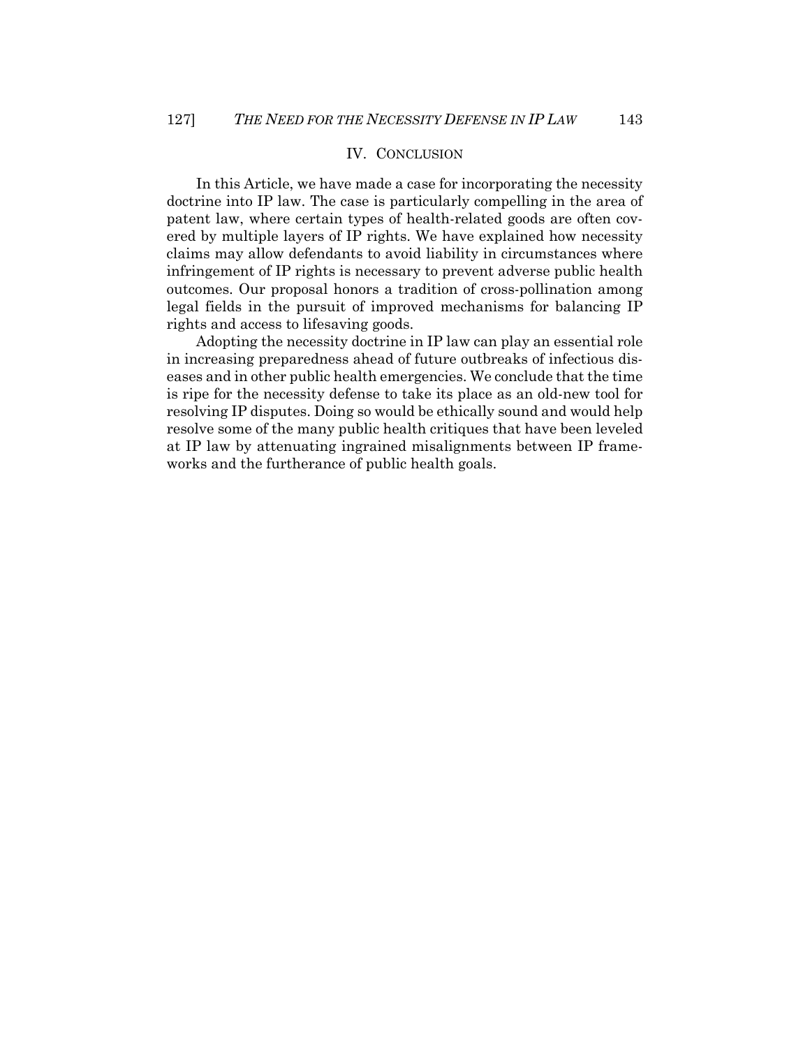## IV. CONCLUSION

In this Article, we have made a case for incorporating the necessity doctrine into IP law. The case is particularly compelling in the area of patent law, where certain types of health-related goods are often covered by multiple layers of IP rights. We have explained how necessity claims may allow defendants to avoid liability in circumstances where infringement of IP rights is necessary to prevent adverse public health outcomes. Our proposal honors a tradition of cross-pollination among legal fields in the pursuit of improved mechanisms for balancing IP rights and access to lifesaving goods.

Adopting the necessity doctrine in IP law can play an essential role in increasing preparedness ahead of future outbreaks of infectious diseases and in other public health emergencies. We conclude that the time is ripe for the necessity defense to take its place as an old-new tool for resolving IP disputes. Doing so would be ethically sound and would help resolve some of the many public health critiques that have been leveled at IP law by attenuating ingrained misalignments between IP frameworks and the furtherance of public health goals.